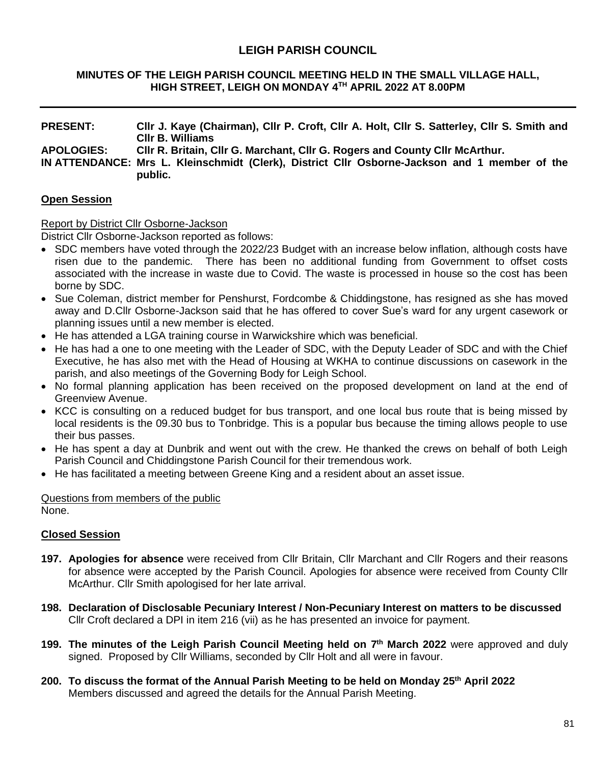# LEIGH PARISH COUNCIL

## MINUTES OF THE LEIGH PARISH COUNCIL MEETING HELD IN THE SMALL VILLAGE HALL, HIGH STREET, LEIGH ON MONDAY 4TH APRIL 2022 AT 8.00PM

---

**PRESENT:** Cllr J. Kaye (Chairman), Cllr P. Croft, Cllr A. Holt, Cllr S. Satterley, Cllr S. Smith and Cllr B. Williams

**APOLOGIES:** Cllr R. Britain, Cllr G. Marchant, Cllr G. Rogers and County Cllr McArthur.

**IN ATTENDANCE:** Mrs L. Kleinschmidt (Clerk), District Cllr Osborne-Jackson and 1 member of the public.

### Open Session

Report by District Cllr Osborne-Jackson

District Cllr Osborne-Jackson reported as follows:

- SDC members have voted through the 2022/23 Budget with an increase below inflation, although costs have risen due to the pandemic. There has been no additional funding from Government to offset costs associated with the increase in waste due to Covid. The waste is processed in house so the cost has been borne by SDC.
- Sue Coleman, district member for Penshurst, Fordcombe & Chiddingstone, has resigned as she has moved away and D.Cllr Osborne-Jackson said that he has offered to cover Sue's ward for any urgent casework or planning issues until a new member is elected.
- He has attended a LGA training course in Warwickshire which was beneficial.
- He has had a one to one meeting with the Leader of SDC, with the Deputy Leader of SDC and with the Chief Executive, he has also met with the Head of Housing at WKHA to continue discussions on casework in the parish, and also meetings of the Governing Body for Leigh School.
- No formal planning application has been received on the proposed development on land at the end of Greenview Avenue.
- KCC is consulting on a reduced budget for bus transport, and one local bus route that is being missed by local residents is the 09.30 bus to Tonbridge. This is a popular bus because the timing allows people to use their bus passes.
- He has spent a day at Dunbrik and went out with the crew. He thanked the crews on behalf of both Leigh Parish Council and Chiddingstone Parish Council for their tremendous work.
- He has facilitated a meeting between Greene King and a resident about an asset issue.

Questions from members of the public

None.

### Closed Session

**197. Apologies for absence** were received from Cllr Britain, Cllr Marchant and Cllr Rogers and their reasons for absence were accepted by the Parish Council. Apologies for absence were received from County Cllr McArthur. Cllr Smith apologised for her late arrival.

**198. Declaration of Disclosable Pecuniary Interest / Non-Pecuniary Interest on matters to be discussed**
Cllr Croft declared a DPI in item 216 (vii) as he has presented an invoice for payment.

**199. The minutes of the Leigh Parish Council Meeting held on 7th March 2022** were approved and duly signed. Proposed by Cllr Williams, seconded by Cllr Holt and all were in favour.

**200. To discuss the format of the Annual Parish Meeting to be held on Monday 25th April 2022**
Members discussed and agreed the details for the Annual Parish Meeting.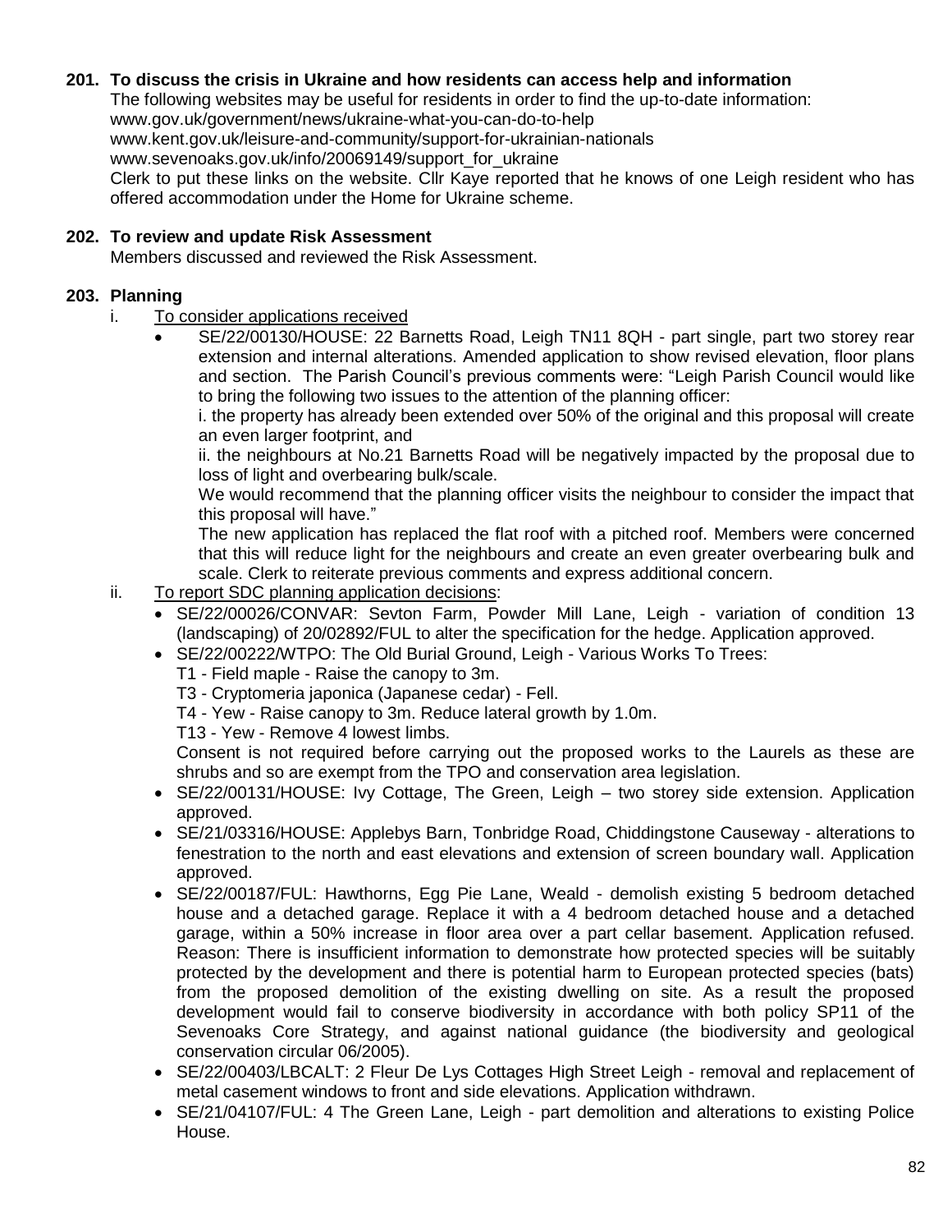**201. To discuss the crisis in Ukraine and how residents can access help and information**

The following websites may be useful for residents in order to find the up-to-date information:
www.gov.uk/government/news/ukraine-what-you-can-do-to-help
www.kent.gov.uk/leisure-and-community/support-for-ukrainian-nationals
www.sevenoaks.gov.uk/info/20069149/support_for_ukraine
Clerk to put these links on the website. Cllr Kaye reported that he knows of one Leigh resident who has offered accommodation under the Home for Ukraine scheme.

**202. To review and update Risk Assessment**

Members discussed and reviewed the Risk Assessment.

**203. Planning**

i. To consider applications received

- SE/22/00130/HOUSE: 22 Barnetts Road, Leigh TN11 8QH - part single, part two storey rear extension and internal alterations. Amended application to show revised elevation, floor plans and section. The Parish Council's previous comments were: "Leigh Parish Council would like to bring the following two issues to the attention of the planning officer:

  i. the property has already been extended over 50% of the original and this proposal will create an even larger footprint, and

  ii. the neighbours at No.21 Barnetts Road will be negatively impacted by the proposal due to loss of light and overbearing bulk/scale.

  We would recommend that the planning officer visits the neighbour to consider the impact that this proposal will have."

  The new application has replaced the flat roof with a pitched roof. Members were concerned that this will reduce light for the neighbours and create an even greater overbearing bulk and scale. Clerk to reiterate previous comments and express additional concern.

ii. To report SDC planning application decisions:

- SE/22/00026/CONVAR: Sevton Farm, Powder Mill Lane, Leigh - variation of condition 13 (landscaping) of 20/02892/FUL to alter the specification for the hedge. Application approved.
- SE/22/00222/WTPO: The Old Burial Ground, Leigh - Various Works To Trees:
  T1 - Field maple - Raise the canopy to 3m.
  T3 - Cryptomeria japonica (Japanese cedar) - Fell.
  T4 - Yew - Raise canopy to 3m. Reduce lateral growth by 1.0m.
  T13 - Yew - Remove 4 lowest limbs.
  Consent is not required before carrying out the proposed works to the Laurels as these are shrubs and so are exempt from the TPO and conservation area legislation.
- SE/22/00131/HOUSE: Ivy Cottage, The Green, Leigh – two storey side extension. Application approved.
- SE/21/03316/HOUSE: Applebys Barn, Tonbridge Road, Chiddingstone Causeway - alterations to fenestration to the north and east elevations and extension of screen boundary wall. Application approved.
- SE/22/00187/FUL: Hawthorns, Egg Pie Lane, Weald - demolish existing 5 bedroom detached house and a detached garage. Replace it with a 4 bedroom detached house and a detached garage, within a 50% increase in floor area over a part cellar basement. Application refused. Reason: There is insufficient information to demonstrate how protected species will be suitably protected by the development and there is potential harm to European protected species (bats) from the proposed demolition of the existing dwelling on site. As a result the proposed development would fail to conserve biodiversity in accordance with both policy SP11 of the Sevenoaks Core Strategy, and against national guidance (the biodiversity and geological conservation circular 06/2005).
- SE/22/00403/LBCALT: 2 Fleur De Lys Cottages High Street Leigh - removal and replacement of metal casement windows to front and side elevations. Application withdrawn.
- SE/21/04107/FUL: 4 The Green Lane, Leigh - part demolition and alterations to existing Police House.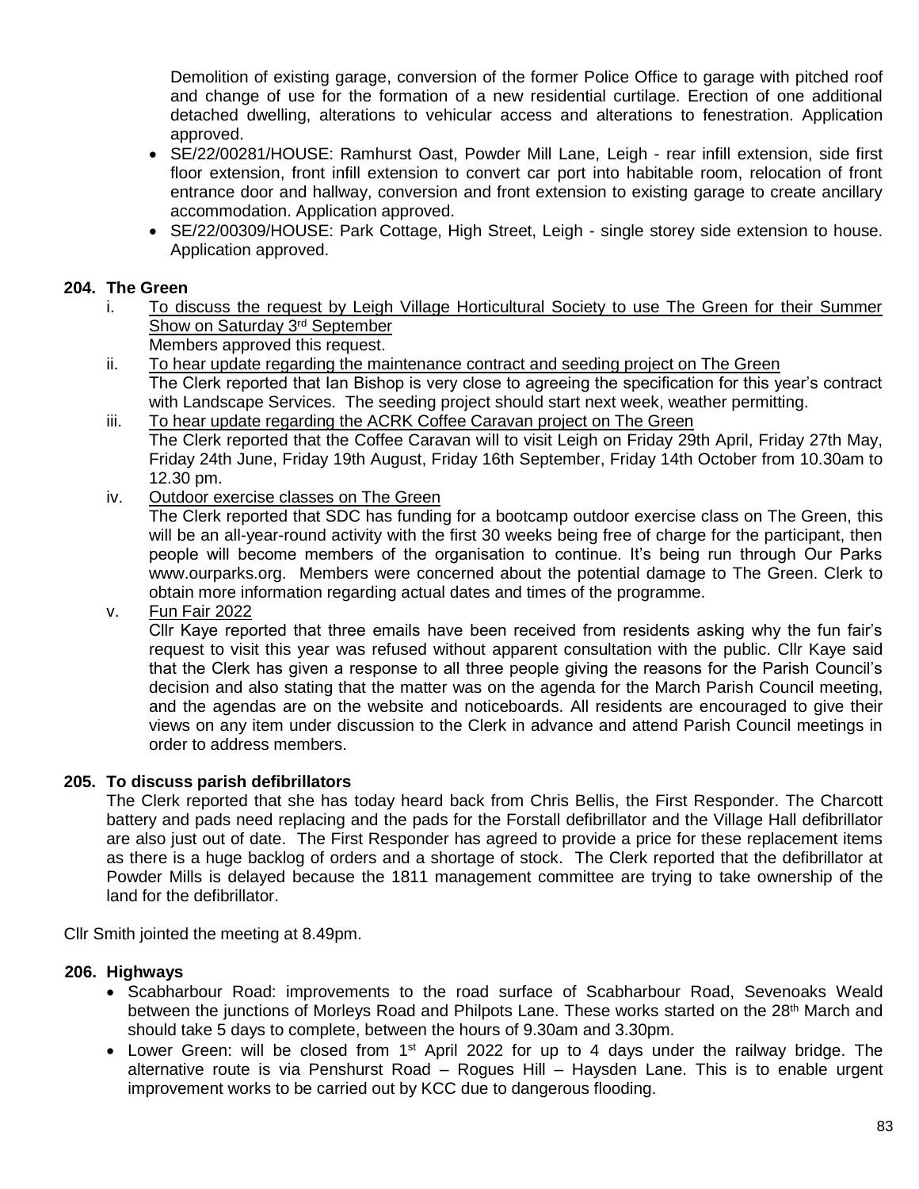Demolition of existing garage, conversion of the former Police Office to garage with pitched roof and change of use for the formation of a new residential curtilage. Erection of one additional detached dwelling, alterations to vehicular access and alterations to fenestration. Application approved.

- SE/22/00281/HOUSE: Ramhurst Oast, Powder Mill Lane, Leigh - rear infill extension, side first floor extension, front infill extension to convert car port into habitable room, relocation of front entrance door and hallway, conversion and front extension to existing garage to create ancillary accommodation. Application approved.
- SE/22/00309/HOUSE: Park Cottage, High Street, Leigh - single storey side extension to house. Application approved.

**204. The Green**

i. To discuss the request by Leigh Village Horticultural Society to use The Green for their Summer Show on Saturday 3rd September
Members approved this request.

ii. To hear update regarding the maintenance contract and seeding project on The Green
The Clerk reported that Ian Bishop is very close to agreeing the specification for this year's contract with Landscape Services. The seeding project should start next week, weather permitting.

iii. To hear update regarding the ACRK Coffee Caravan project on The Green
The Clerk reported that the Coffee Caravan will to visit Leigh on Friday 29th April, Friday 27th May, Friday 24th June, Friday 19th August, Friday 16th September, Friday 14th October from 10.30am to 12.30 pm.

iv. Outdoor exercise classes on The Green
The Clerk reported that SDC has funding for a bootcamp outdoor exercise class on The Green, this will be an all-year-round activity with the first 30 weeks being free of charge for the participant, then people will become members of the organisation to continue. It's being run through Our Parks www.ourparks.org. Members were concerned about the potential damage to The Green. Clerk to obtain more information regarding actual dates and times of the programme.

v. Fun Fair 2022
Cllr Kaye reported that three emails have been received from residents asking why the fun fair's request to visit this year was refused without apparent consultation with the public. Cllr Kaye said that the Clerk has given a response to all three people giving the reasons for the Parish Council's decision and also stating that the matter was on the agenda for the March Parish Council meeting, and the agendas are on the website and noticeboards. All residents are encouraged to give their views on any item under discussion to the Clerk in advance and attend Parish Council meetings in order to address members.

**205. To discuss parish defibrillators**

The Clerk reported that she has today heard back from Chris Bellis, the First Responder. The Charcott battery and pads need replacing and the pads for the Forstall defibrillator and the Village Hall defibrillator are also just out of date. The First Responder has agreed to provide a price for these replacement items as there is a huge backlog of orders and a shortage of stock. The Clerk reported that the defibrillator at Powder Mills is delayed because the 1811 management committee are trying to take ownership of the land for the defibrillator.

Cllr Smith jointed the meeting at 8.49pm.

**206. Highways**

- Scabharbour Road: improvements to the road surface of Scabharbour Road, Sevenoaks Weald between the junctions of Morleys Road and Philpots Lane. These works started on the 28th March and should take 5 days to complete, between the hours of 9.30am and 3.30pm.
- Lower Green: will be closed from 1st April 2022 for up to 4 days under the railway bridge. The alternative route is via Penshurst Road – Rogues Hill – Haysden Lane. This is to enable urgent improvement works to be carried out by KCC due to dangerous flooding.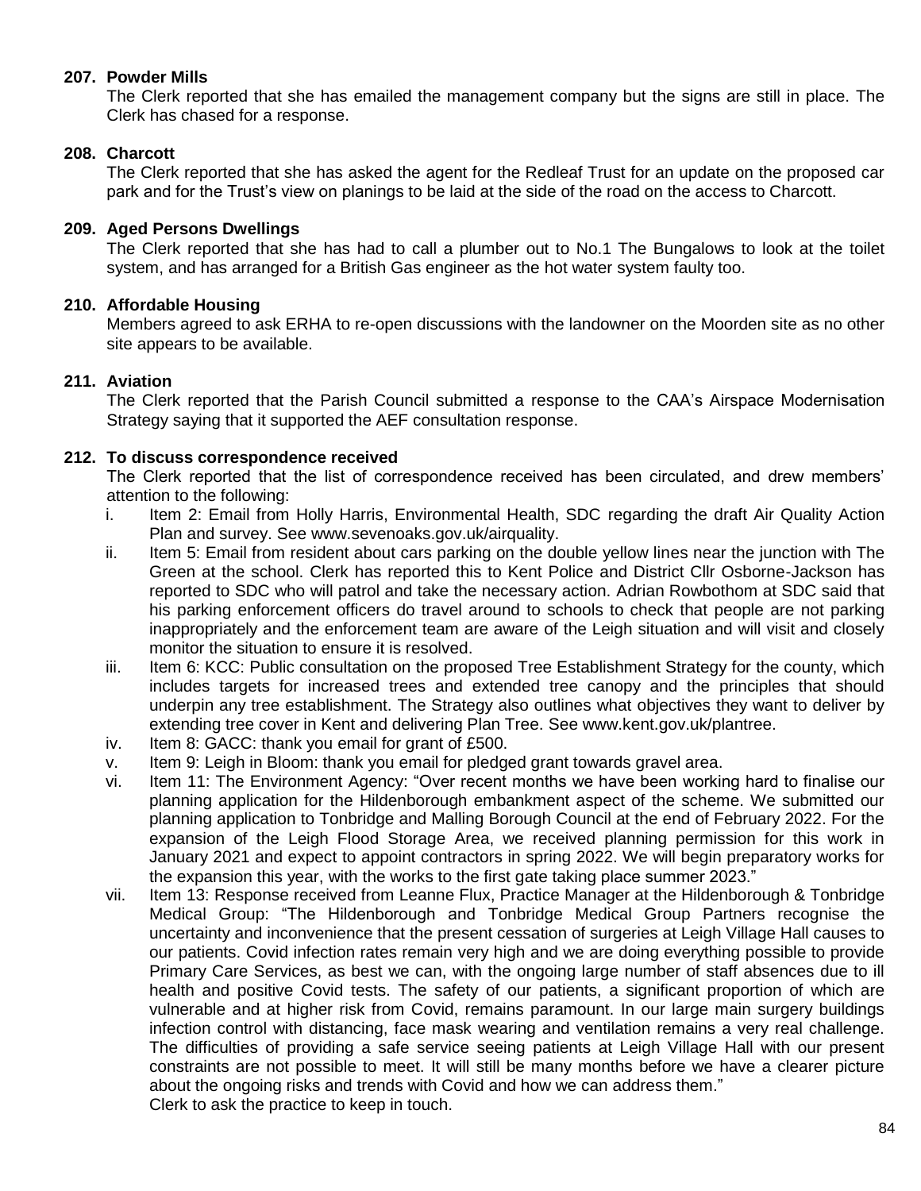**207. Powder Mills**

The Clerk reported that she has emailed the management company but the signs are still in place. The Clerk has chased for a response.

**208. Charcott**

The Clerk reported that she has asked the agent for the Redleaf Trust for an update on the proposed car park and for the Trust's view on planings to be laid at the side of the road on the access to Charcott.

**209. Aged Persons Dwellings**

The Clerk reported that she has had to call a plumber out to No.1 The Bungalows to look at the toilet system, and has arranged for a British Gas engineer as the hot water system faulty too.

**210. Affordable Housing**

Members agreed to ask ERHA to re-open discussions with the landowner on the Moorden site as no other site appears to be available.

**211. Aviation**

The Clerk reported that the Parish Council submitted a response to the CAA's Airspace Modernisation Strategy saying that it supported the AEF consultation response.

**212. To discuss correspondence received**

The Clerk reported that the list of correspondence received has been circulated, and drew members' attention to the following:

i. Item 2: Email from Holly Harris, Environmental Health, SDC regarding the draft Air Quality Action Plan and survey. See www.sevenoaks.gov.uk/airquality.

ii. Item 5: Email from resident about cars parking on the double yellow lines near the junction with The Green at the school. Clerk has reported this to Kent Police and District Cllr Osborne-Jackson has reported to SDC who will patrol and take the necessary action. Adrian Rowbothom at SDC said that his parking enforcement officers do travel around to schools to check that people are not parking inappropriately and the enforcement team are aware of the Leigh situation and will visit and closely monitor the situation to ensure it is resolved.

iii. Item 6: KCC: Public consultation on the proposed Tree Establishment Strategy for the county, which includes targets for increased trees and extended tree canopy and the principles that should underpin any tree establishment. The Strategy also outlines what objectives they want to deliver by extending tree cover in Kent and delivering Plan Tree. See www.kent.gov.uk/plantree.

iv. Item 8: GACC: thank you email for grant of £500.

v. Item 9: Leigh in Bloom: thank you email for pledged grant towards gravel area.

vi. Item 11: The Environment Agency: "Over recent months we have been working hard to finalise our planning application for the Hildenborough embankment aspect of the scheme. We submitted our planning application to Tonbridge and Malling Borough Council at the end of February 2022. For the expansion of the Leigh Flood Storage Area, we received planning permission for this work in January 2021 and expect to appoint contractors in spring 2022. We will begin preparatory works for the expansion this year, with the works to the first gate taking place summer 2023."

vii. Item 13: Response received from Leanne Flux, Practice Manager at the Hildenborough & Tonbridge Medical Group: "The Hildenborough and Tonbridge Medical Group Partners recognise the uncertainty and inconvenience that the present cessation of surgeries at Leigh Village Hall causes to our patients. Covid infection rates remain very high and we are doing everything possible to provide Primary Care Services, as best we can, with the ongoing large number of staff absences due to ill health and positive Covid tests. The safety of our patients, a significant proportion of which are vulnerable and at higher risk from Covid, remains paramount. In our large main surgery buildings infection control with distancing, face mask wearing and ventilation remains a very real challenge. The difficulties of providing a safe service seeing patients at Leigh Village Hall with our present constraints are not possible to meet. It will still be many months before we have a clearer picture about the ongoing risks and trends with Covid and how we can address them."
Clerk to ask the practice to keep in touch.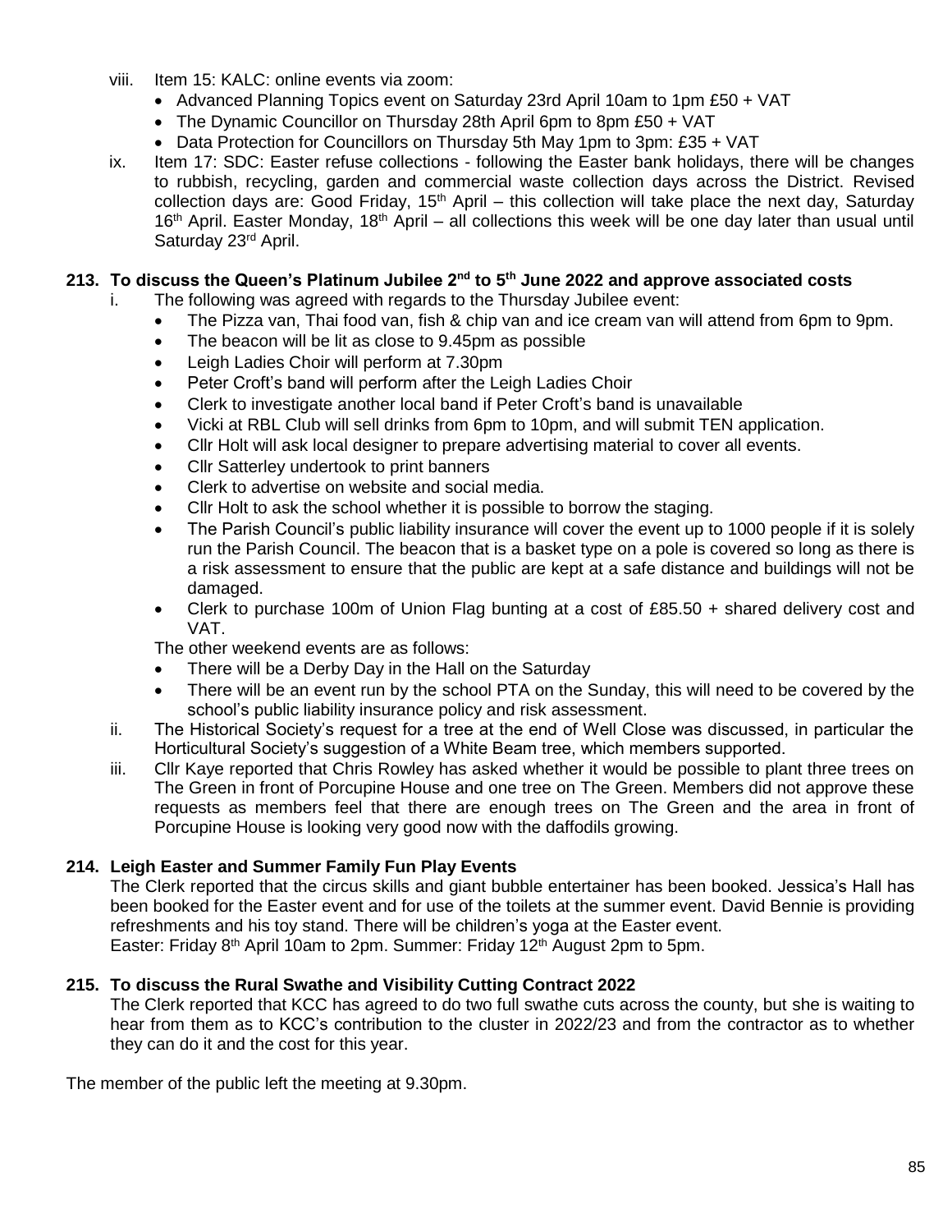viii. Item 15: KALC: online events via zoom:
   - Advanced Planning Topics event on Saturday 23rd April 10am to 1pm £50 + VAT
   - The Dynamic Councillor on Thursday 28th April 6pm to 8pm £50 + VAT
   - Data Protection for Councillors on Thursday 5th May 1pm to 3pm: £35 + VAT

ix. Item 17: SDC: Easter refuse collections - following the Easter bank holidays, there will be changes to rubbish, recycling, garden and commercial waste collection days across the District. Revised collection days are: Good Friday, 15th April – this collection will take place the next day, Saturday 16th April. Easter Monday, 18th April – all collections this week will be one day later than usual until Saturday 23rd April.

**213. To discuss the Queen's Platinum Jubilee 2nd to 5th June 2022 and approve associated costs**

i. The following was agreed with regards to the Thursday Jubilee event:
   - The Pizza van, Thai food van, fish & chip van and ice cream van will attend from 6pm to 9pm.
   - The beacon will be lit as close to 9.45pm as possible
   - Leigh Ladies Choir will perform at 7.30pm
   - Peter Croft's band will perform after the Leigh Ladies Choir
   - Clerk to investigate another local band if Peter Croft's band is unavailable
   - Vicki at RBL Club will sell drinks from 6pm to 10pm, and will submit TEN application.
   - Cllr Holt will ask local designer to prepare advertising material to cover all events.
   - Cllr Satterley undertook to print banners
   - Clerk to advertise on website and social media.
   - Cllr Holt to ask the school whether it is possible to borrow the staging.
   - The Parish Council's public liability insurance will cover the event up to 1000 people if it is solely run the Parish Council. The beacon that is a basket type on a pole is covered so long as there is a risk assessment to ensure that the public are kept at a safe distance and buildings will not be damaged.
   - Clerk to purchase 100m of Union Flag bunting at a cost of £85.50 + shared delivery cost and VAT.

   The other weekend events are as follows:
   - There will be a Derby Day in the Hall on the Saturday
   - There will be an event run by the school PTA on the Sunday, this will need to be covered by the school's public liability insurance policy and risk assessment.

ii. The Historical Society's request for a tree at the end of Well Close was discussed, in particular the Horticultural Society's suggestion of a White Beam tree, which members supported.

iii. Cllr Kaye reported that Chris Rowley has asked whether it would be possible to plant three trees on The Green in front of Porcupine House and one tree on The Green. Members did not approve these requests as members feel that there are enough trees on The Green and the area in front of Porcupine House is looking very good now with the daffodils growing.

**214. Leigh Easter and Summer Family Fun Play Events**

The Clerk reported that the circus skills and giant bubble entertainer has been booked. Jessica's Hall has been booked for the Easter event and for use of the toilets at the summer event. David Bennie is providing refreshments and his toy stand. There will be children's yoga at the Easter event.
Easter: Friday 8th April 10am to 2pm. Summer: Friday 12th August 2pm to 5pm.

**215. To discuss the Rural Swathe and Visibility Cutting Contract 2022**

The Clerk reported that KCC has agreed to do two full swathe cuts across the county, but she is waiting to hear from them as to KCC's contribution to the cluster in 2022/23 and from the contractor as to whether they can do it and the cost for this year.

The member of the public left the meeting at 9.30pm.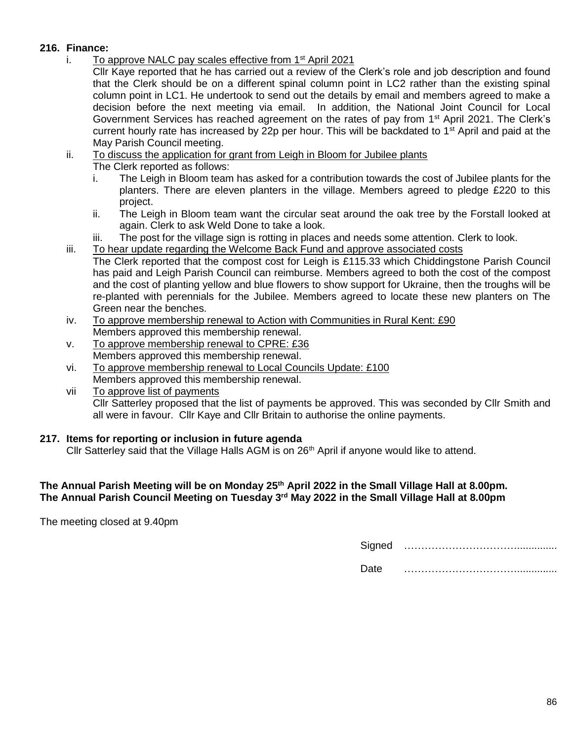**216. Finance:**

i. To approve NALC pay scales effective from 1st April 2021

   Cllr Kaye reported that he has carried out a review of the Clerk's role and job description and found that the Clerk should be on a different spinal column point in LC2 rather than the existing spinal column point in LC1. He undertook to send out the details by email and members agreed to make a decision before the next meeting via email. In addition, the National Joint Council for Local Government Services has reached agreement on the rates of pay from 1st April 2021. The Clerk's current hourly rate has increased by 22p per hour. This will be backdated to 1st April and paid at the May Parish Council meeting.

ii. To discuss the application for grant from Leigh in Bloom for Jubilee plants

   The Clerk reported as follows:

   i. The Leigh in Bloom team has asked for a contribution towards the cost of Jubilee plants for the planters. There are eleven planters in the village. Members agreed to pledge £220 to this project.
   ii. The Leigh in Bloom team want the circular seat around the oak tree by the Forstall looked at again. Clerk to ask Weld Done to take a look.
   iii. The post for the village sign is rotting in places and needs some attention. Clerk to look.

iii. To hear update regarding the Welcome Back Fund and approve associated costs

   The Clerk reported that the compost cost for Leigh is £115.33 which Chiddingstone Parish Council has paid and Leigh Parish Council can reimburse. Members agreed to both the cost of the compost and the cost of planting yellow and blue flowers to show support for Ukraine, then the troughs will be re-planted with perennials for the Jubilee. Members agreed to locate these new planters on The Green near the benches.

iv. To approve membership renewal to Action with Communities in Rural Kent: £90

   Members approved this membership renewal.

v. To approve membership renewal to CPRE: £36

   Members approved this membership renewal.

vi. To approve membership renewal to Local Councils Update: £100

   Members approved this membership renewal.

vii To approve list of payments

   Cllr Satterley proposed that the list of payments be approved. This was seconded by Cllr Smith and all were in favour. Cllr Kaye and Cllr Britain to authorise the online payments.

**217. Items for reporting or inclusion in future agenda**

Cllr Satterley said that the Village Halls AGM is on 26th April if anyone would like to attend.

**The Annual Parish Meeting will be on Monday 25th April 2022 in the Small Village Hall at 8.00pm.**
**The Annual Parish Council Meeting on Tuesday 3rd May 2022 in the Small Village Hall at 8.00pm**

The meeting closed at 9.40pm

Signed ……………………………..............

Date ……………………………….............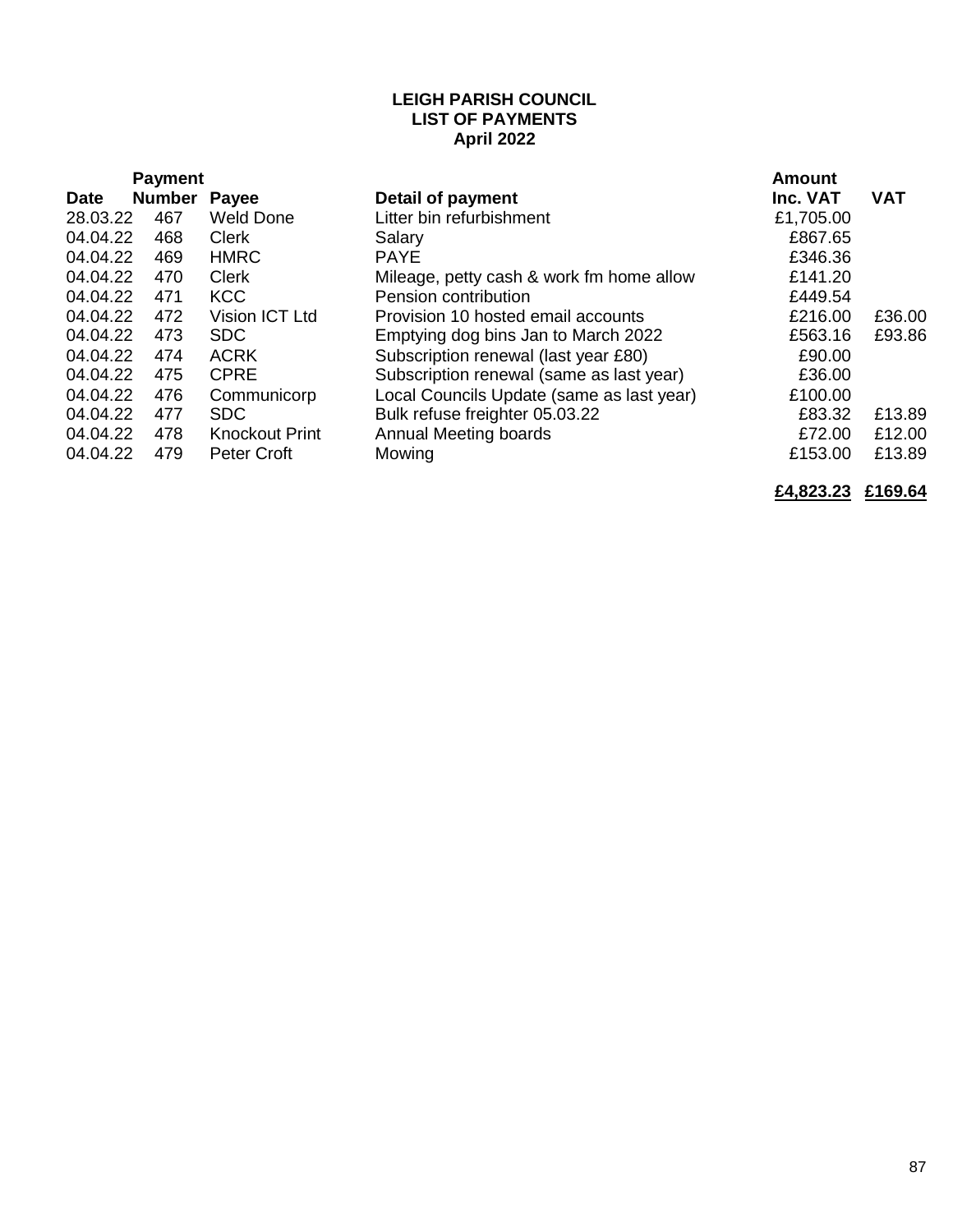**LEIGH PARISH COUNCIL**
**LIST OF PAYMENTS**
**April 2022**

| Date | Payment Number | Payee | Detail of payment | Amount Inc. VAT | VAT |
|---|---|---|---|---|---|
| 28.03.22 | 467 | Weld Done | Litter bin refurbishment | £1,705.00 | |
| 04.04.22 | 468 | Clerk | Salary | £867.65 | |
| 04.04.22 | 469 | HMRC | PAYE | £346.36 | |
| 04.04.22 | 470 | Clerk | Mileage, petty cash & work fm home allow | £141.20 | |
| 04.04.22 | 471 | KCC | Pension contribution | £449.54 | |
| 04.04.22 | 472 | Vision ICT Ltd | Provision 10 hosted email accounts | £216.00 | £36.00 |
| 04.04.22 | 473 | SDC | Emptying dog bins Jan to March 2022 | £563.16 | £93.86 |
| 04.04.22 | 474 | ACRK | Subscription renewal (last year £80) | £90.00 | |
| 04.04.22 | 475 | CPRE | Subscription renewal (same as last year) | £36.00 | |
| 04.04.22 | 476 | Communicorp | Local Councils Update (same as last year) | £100.00 | |
| 04.04.22 | 477 | SDC | Bulk refuse freighter 05.03.22 | £83.32 | £13.89 |
| 04.04.22 | 478 | Knockout Print | Annual Meeting boards | £72.00 | £12.00 |
| 04.04.22 | 479 | Peter Croft | Mowing | £153.00 | £13.89 |
| | | | | **£4,823.23** | **£169.64** |